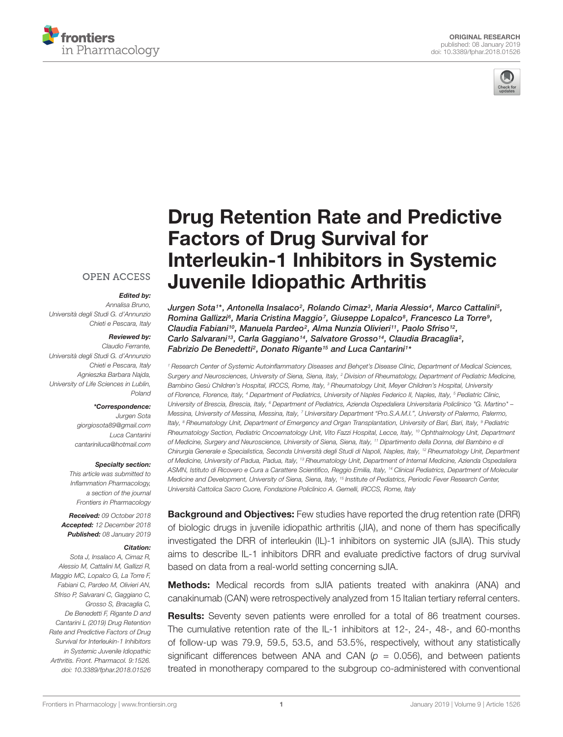ORIGINAL RESEARCH
published: 08 January 2019
doi: 10.3389/fphar.2018.01526

# Drug Retention Rate and Predictive Factors of Drug Survival for Interleukin-1 Inhibitors in Systemic Juvenile Idiopathic Arthritis

*Jurgen Sota[1]\*, Antonella Insalaco[2], Rolando Cimaz[3], Maria Alessio[4], Marco Cattalini[5], Romina Gallizzi[6], Maria Cristina Maggio[7], Giuseppe Lopalco[8], Francesco La Torre[9], Claudia Fabiani[10], Manuela Pardeo[2], Alma Nunzia Olivieri[11], Paolo Sfriso[12], Carlo Salvarani[13], Carla Gaggiano[14], Salvatore Grosso[14], Claudia Bracaglia[2], Fabrizio De Benedetti[2], Donato Rigante[15] and Luca Cantarini[1]\**

[1] Research Center of Systemic Autoinflammatory Diseases and Behçet's Disease Clinic, Department of Medical Sciences, Surgery and Neurosciences, University of Siena, Siena, Italy, [2] Division of Rheumatology, Department of Pediatric Medicine, Bambino Gesù Children's Hospital, IRCCS, Rome, Italy, [3] Rheumatology Unit, Meyer Children's Hospital, University of Florence, Florence, Italy, [4] Department of Pediatrics, University of Naples Federico II, Naples, Italy, [5] Pediatric Clinic, University of Brescia, Brescia, Italy, [6] Department of Pediatrics, Azienda Ospedaliera Universitaria Policlinico "G. Martino" – Messina, University of Messina, Messina, Italy, [7] Universitary Department "Pro.S.A.M.I.", University of Palermo, Palermo, Italy, [8] Rheumatology Unit, Department of Emergency and Organ Transplantation, University of Bari, Bari, Italy, [9] Pediatric Rheumatology Section, Pediatric Oncoematology Unit, Vito Fazzi Hospital, Lecce, Italy, [10] Ophthalmology Unit, Department of Medicine, Surgery and Neuroscience, University of Siena, Siena, Italy, [11] Dipartimento della Donna, del Bambino e di Chirurgia Generale e Specialistica, Seconda Università degli Studi di Napoli, Naples, Italy, [12] Rheumatology Unit, Department of Medicine, University of Padua, Padua, Italy, [13] Rheumatology Unit, Department of Internal Medicine, Azienda Ospedaliera ASMN, Istituto di Ricovero e Cura a Carattere Scientifico, Reggio Emilia, Italy, [14] Clinical Pediatrics, Department of Molecular Medicine and Development, University of Siena, Siena, Italy, [15] Institute of Pediatrics, Periodic Fever Research Center, Università Cattolica Sacro Cuore, Fondazione Policlinico A. Gemelli, IRCCS, Rome, Italy

OPEN ACCESS

**Edited by:**
Annalisa Bruno,
Università degli Studi G. d'Annunzio Chieti e Pescara, Italy

**Reviewed by:**
Claudio Ferrante,
Università degli Studi G. d'Annunzio Chieti e Pescara, Italy
Agnieszka Barbara Najda,
University of Life Sciences in Lublin, Poland

**\*Correspondence:**
Jurgen Sota
giorgiosota89@gmail.com
Luca Cantarini
cantariniluca@hotmail.com

**Specialty section:**
This article was submitted to Inflammation Pharmacology, a section of the journal Frontiers in Pharmacology

**Received:** 09 October 2018
**Accepted:** 12 December 2018
**Published:** 08 January 2019

**Citation:**
Sota J, Insalaco A, Cimaz R, Alessio M, Cattalini M, Gallizzi R, Maggio MC, Lopalco G, La Torre F, Fabiani C, Pardeo M, Olivieri AN, Sfriso P, Salvarani C, Gaggiano C, Grosso S, Bracaglia C, De Benedetti F, Rigante D and Cantarini L (2019) Drug Retention Rate and Predictive Factors of Drug Survival for Interleukin-1 Inhibitors in Systemic Juvenile Idiopathic Arthritis. Front. Pharmacol. 9:1526. doi: 10.3389/fphar.2018.01526

**Background and Objectives:** Few studies have reported the drug retention rate (DRR) of biologic drugs in juvenile idiopathic arthritis (JIA), and none of them has specifically investigated the DRR of interleukin (IL)-1 inhibitors on systemic JIA (sJIA). This study aims to describe IL-1 inhibitors DRR and evaluate predictive factors of drug survival based on data from a real-world setting concerning sJIA.

**Methods:** Medical records from sJIA patients treated with anakinra (ANA) and canakinumab (CAN) were retrospectively analyzed from 15 Italian tertiary referral centers.

**Results:** Seventy seven patients were enrolled for a total of 86 treatment courses. The cumulative retention rate of the IL-1 inhibitors at 12-, 24-, 48-, and 60-months of follow-up was 79.9, 59.5, 53.5, and 53.5%, respectively, without any statistically significant differences between ANA and CAN ($p = 0.056$), and between patients treated in monotherapy compared to the subgroup co-administered with conventional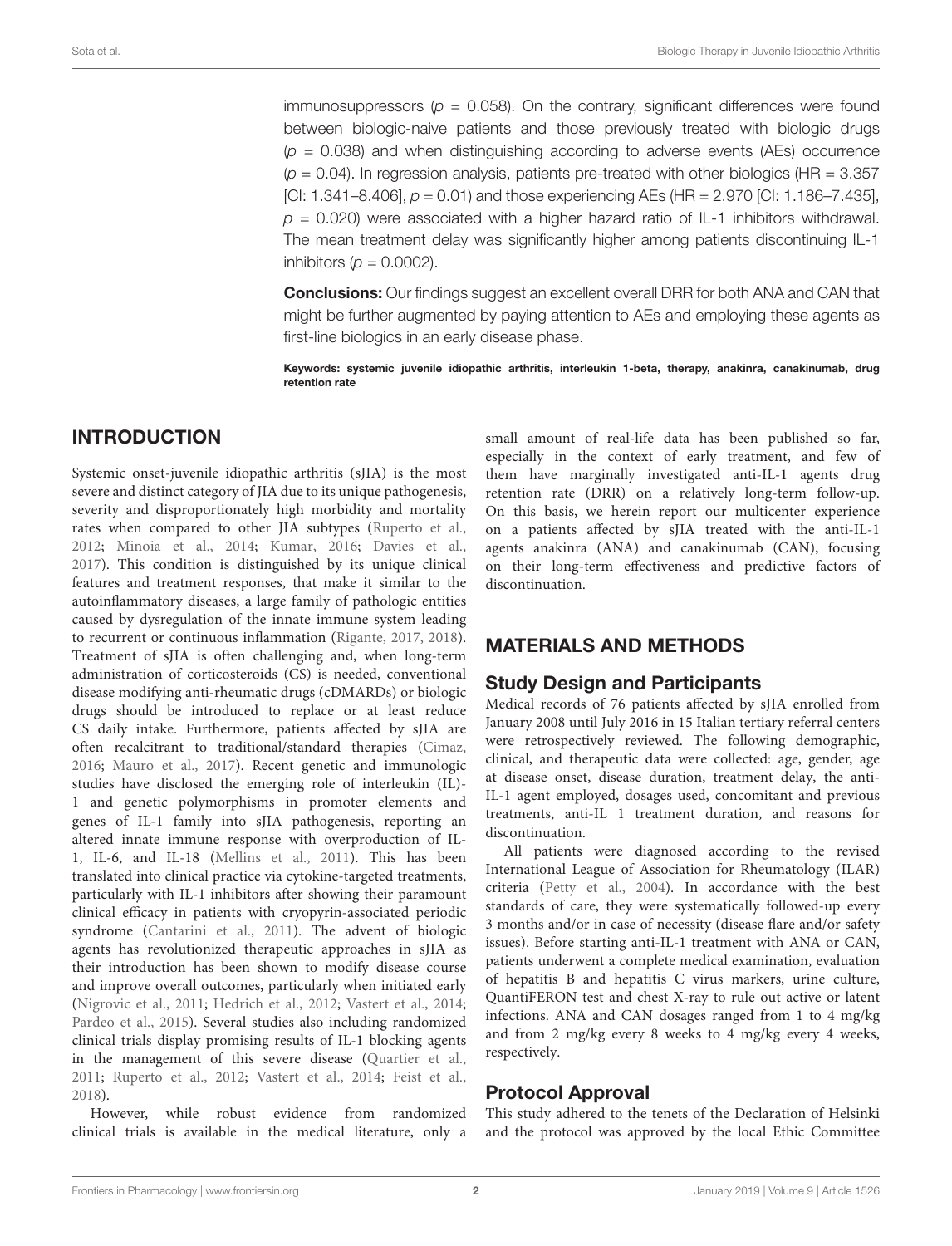immunosuppressors ($p = 0.058$). On the contrary, significant differences were found between biologic-naive patients and those previously treated with biologic drugs ($p = 0.038$) and when distinguishing according to adverse events (AEs) occurrence ($p = 0.04$). In regression analysis, patients pre-treated with other biologics (HR = 3.357 [CI: 1.341–8.406], $p = 0.01$) and those experiencing AEs (HR = 2.970 [CI: 1.186–7.435], $p = 0.020$) were associated with a higher hazard ratio of IL-1 inhibitors withdrawal. The mean treatment delay was significantly higher among patients discontinuing IL-1 inhibitors ($p = 0.0002$).

**Conclusions:** Our findings suggest an excellent overall DRR for both ANA and CAN that might be further augmented by paying attention to AEs and employing these agents as first-line biologics in an early disease phase.

**Keywords: systemic juvenile idiopathic arthritis, interleukin 1-beta, therapy, anakinra, canakinumab, drug retention rate**

## INTRODUCTION

Systemic onset-juvenile idiopathic arthritis (sJIA) is the most severe and distinct category of JIA due to its unique pathogenesis, severity and disproportionately high morbidity and mortality rates when compared to other JIA subtypes (Ruperto et al., 2012; Minoia et al., 2014; Kumar, 2016; Davies et al., 2017). This condition is distinguished by its unique clinical features and treatment responses, that make it similar to the autoinflammatory diseases, a large family of pathologic entities caused by dysregulation of the innate immune system leading to recurrent or continuous inflammation (Rigante, 2017, 2018). Treatment of sJIA is often challenging and, when long-term administration of corticosteroids (CS) is needed, conventional disease modifying anti-rheumatic drugs (cDMARDs) or biologic drugs should be introduced to replace or at least reduce CS daily intake. Furthermore, patients affected by sJIA are often recalcitrant to traditional/standard therapies (Cimaz, 2016; Mauro et al., 2017). Recent genetic and immunologic studies have disclosed the emerging role of interleukin (IL)-1 and genetic polymorphisms in promoter elements and genes of IL-1 family into sJIA pathogenesis, reporting an altered innate immune response with overproduction of IL-1, IL-6, and IL-18 (Mellins et al., 2011). This has been translated into clinical practice via cytokine-targeted treatments, particularly with IL-1 inhibitors after showing their paramount clinical efficacy in patients with cryopyrin-associated periodic syndrome (Cantarini et al., 2011). The advent of biologic agents has revolutionized therapeutic approaches in sJIA as their introduction has been shown to modify disease course and improve overall outcomes, particularly when initiated early (Nigrovic et al., 2011; Hedrich et al., 2012; Vastert et al., 2014; Pardeo et al., 2015). Several studies also including randomized clinical trials display promising results of IL-1 blocking agents in the management of this severe disease (Quartier et al., 2011; Ruperto et al., 2012; Vastert et al., 2014; Feist et al., 2018).

However, while robust evidence from randomized clinical trials is available in the medical literature, only a small amount of real-life data has been published so far, especially in the context of early treatment, and few of them have marginally investigated anti-IL-1 agents drug retention rate (DRR) on a relatively long-term follow-up. On this basis, we herein report our multicenter experience on a patients affected by sJIA treated with the anti-IL-1 agents anakinra (ANA) and canakinumab (CAN), focusing on their long-term effectiveness and predictive factors of discontinuation.

## MATERIALS AND METHODS

### Study Design and Participants

Medical records of 76 patients affected by sJIA enrolled from January 2008 until July 2016 in 15 Italian tertiary referral centers were retrospectively reviewed. The following demographic, clinical, and therapeutic data were collected: age, gender, age at disease onset, disease duration, treatment delay, the anti-IL-1 agent employed, dosages used, concomitant and previous treatments, anti-IL 1 treatment duration, and reasons for discontinuation.

All patients were diagnosed according to the revised International League of Association for Rheumatology (ILAR) criteria (Petty et al., 2004). In accordance with the best standards of care, they were systematically followed-up every 3 months and/or in case of necessity (disease flare and/or safety issues). Before starting anti-IL-1 treatment with ANA or CAN, patients underwent a complete medical examination, evaluation of hepatitis B and hepatitis C virus markers, urine culture, QuantiFERON test and chest X-ray to rule out active or latent infections. ANA and CAN dosages ranged from 1 to 4 mg/kg and from 2 mg/kg every 8 weeks to 4 mg/kg every 4 weeks, respectively.

### Protocol Approval

This study adhered to the tenets of the Declaration of Helsinki and the protocol was approved by the local Ethic Committee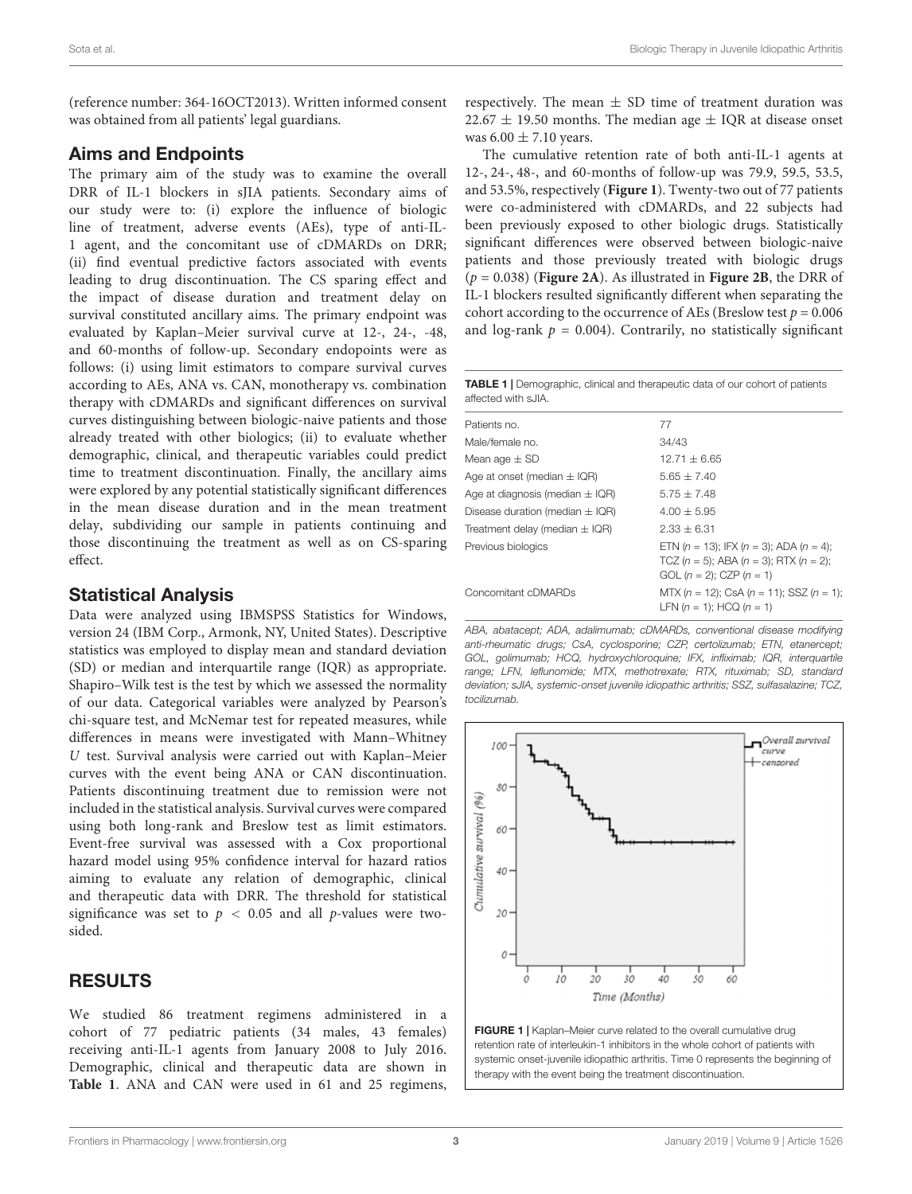(reference number: 364-16OCT2013). Written informed consent was obtained from all patients' legal guardians.

## Aims and Endpoints

The primary aim of the study was to examine the overall DRR of IL-1 blockers in sJIA patients. Secondary aims of our study were to: (i) explore the influence of biologic line of treatment, adverse events (AEs), type of anti-IL-1 agent, and the concomitant use of cDMARDs on DRR; (ii) find eventual predictive factors associated with events leading to drug discontinuation. The CS sparing effect and the impact of disease duration and treatment delay on survival constituted ancillary aims. The primary endpoint was evaluated by Kaplan–Meier survival curve at 12-, 24-, -48, and 60-months of follow-up. Secondary endopoints were as follows: (i) using limit estimators to compare survival curves according to AEs, ANA vs. CAN, monotherapy vs. combination therapy with cDMARDs and significant differences on survival curves distinguishing between biologic-naive patients and those already treated with other biologics; (ii) to evaluate whether demographic, clinical, and therapeutic variables could predict time to treatment discontinuation. Finally, the ancillary aims were explored by any potential statistically significant differences in the mean disease duration and in the mean treatment delay, subdividing our sample in patients continuing and those discontinuing the treatment as well as on CS-sparing effect.

## Statistical Analysis

Data were analyzed using IBMSPSS Statistics for Windows, version 24 (IBM Corp., Armonk, NY, United States). Descriptive statistics was employed to display mean and standard deviation (SD) or median and interquartile range (IQR) as appropriate. Shapiro–Wilk test is the test by which we assessed the normality of our data. Categorical variables were analyzed by Pearson's chi-square test, and McNemar test for repeated measures, while differences in means were investigated with Mann–Whitney *U* test. Survival analysis were carried out with Kaplan–Meier curves with the event being ANA or CAN discontinuation. Patients discontinuing treatment due to remission were not included in the statistical analysis. Survival curves were compared using both long-rank and Breslow test as limit estimators. Event-free survival was assessed with a Cox proportional hazard model using 95% confidence interval for hazard ratios aiming to evaluate any relation of demographic, clinical and therapeutic data with DRR. The threshold for statistical significance was set to $p < 0.05$ and all *p*-values were two-sided.

# RESULTS

We studied 86 treatment regimens administered in a cohort of 77 pediatric patients (34 males, 43 females) receiving anti-IL-1 agents from January 2008 to July 2016. Demographic, clinical and therapeutic data are shown in **Table 1**. ANA and CAN were used in 61 and 25 regimens, respectively. The mean ± SD time of treatment duration was 22.67 ± 19.50 months. The median age ± IQR at disease onset was 6.00 ± 7.10 years.

The cumulative retention rate of both anti-IL-1 agents at 12-, 24-, 48-, and 60-months of follow-up was 79.9, 59.5, 53.5, and 53.5%, respectively (**Figure 1**). Twenty-two out of 77 patients were co-administered with cDMARDs, and 22 subjects had been previously exposed to other biologic drugs. Statistically significant differences were observed between biologic-naive patients and those previously treated with biologic drugs ($p = 0.038$) (**Figure 2A**). As illustrated in **Figure 2B**, the DRR of IL-1 blockers resulted significantly different when separating the cohort according to the occurrence of AEs (Breslow test $p = 0.006$ and log-rank $p = 0.004$). Contrarily, no statistically significant

**TABLE 1** | Demographic, clinical and therapeutic data of our cohort of patients affected with sJIA.

| | |
|---|---|
| Patients no. | 77 |
| Male/female no. | 34/43 |
| Mean age ± SD | 12.71 ± 6.65 |
| Age at onset (median ± IQR) | 5.65 ± 7.40 |
| Age at diagnosis (median ± IQR) | 5.75 ± 7.48 |
| Disease duration (median ± IQR) | 4.00 ± 5.95 |
| Treatment delay (median ± IQR) | 2.33 ± 6.31 |
| Previous biologics | ETN (*n* = 13); IFX (*n* = 3); ADA (*n* = 4); TCZ (*n* = 5); ABA (*n* = 3); RTX (*n* = 2); GOL (*n* = 2); CZP (*n* = 1) |
| Concomitant cDMARDs | MTX (*n* = 12); CsA (*n* = 11); SSZ (*n* = 1); LFN (*n* = 1); HCQ (*n* = 1) |

*ABA, abatacept; ADA, adalimumab; cDMARDs, conventional disease modifying anti-rheumatic drugs; CsA, cyclosporine; CZP, certolizumab; ETN, etanercept; GOL, golimumab; HCQ, hydroxychloroquine; IFX, infliximab; IQR, interquartile range; LFN, leflunomide; MTX, methotrexate; RTX, rituximab; SD, standard deviation; sJIA, systemic-onset juvenile idiopathic arthritis; SSZ, sulfasalazine; TCZ, tocilizumab.*

**FIGURE 1** | Kaplan–Meier curve related to the overall cumulative drug retention rate of interleukin-1 inhibitors in the whole cohort of patients with systemic onset-juvenile idiopathic arthritis. Time 0 represents the beginning of therapy with the event being the treatment discontinuation.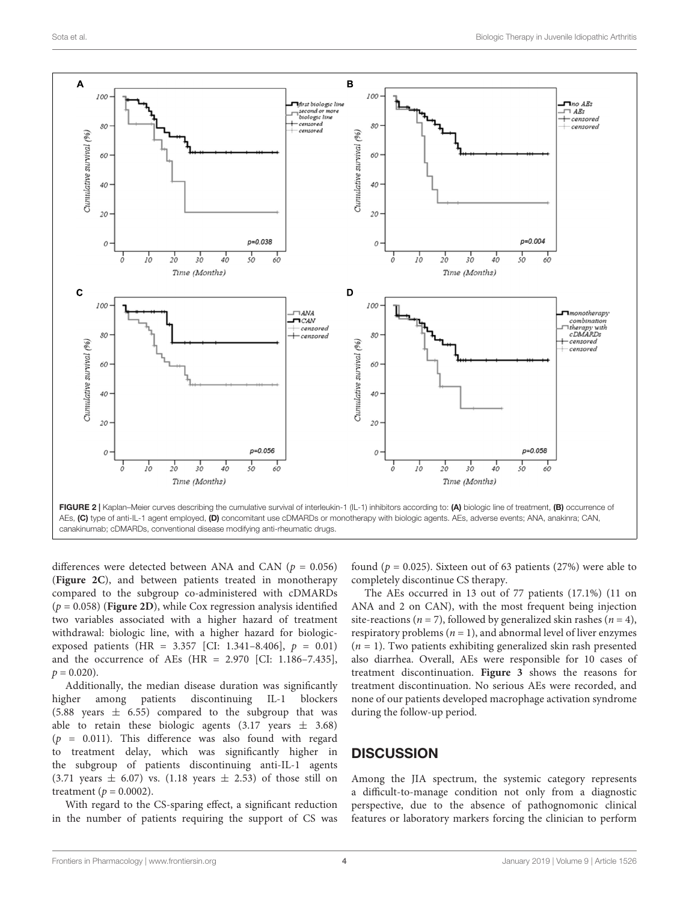FIGURE 2 | Kaplan–Meier curves describing the cumulative survival of interleukin-1 (IL-1) inhibitors according to: **(A)** biologic line of treatment, **(B)** occurrence of AEs, **(C)** type of anti-IL-1 agent employed, **(D)** concomitant use cDMARDs or monotherapy with biologic agents. AEs, adverse events; ANA, anakinra; CAN, canakinumab; cDMARDs, conventional disease modifying anti-rheumatic drugs.

differences were detected between ANA and CAN ($p = 0.056$) (**Figure 2C**), and between patients treated in monotherapy compared to the subgroup co-administered with cDMARDs ($p = 0.058$) (**Figure 2D**), while Cox regression analysis identified two variables associated with a higher hazard of treatment withdrawal: biologic line, with a higher hazard for biologic-exposed patients (HR = 3.357 [CI: 1.341–8.406], $p = 0.01$) and the occurrence of AEs (HR = 2.970 [CI: 1.186–7.435], $p = 0.020$).

Additionally, the median disease duration was significantly higher among patients discontinuing IL-1 blockers (5.88 years $\pm$ 6.55) compared to the subgroup that was able to retain these biologic agents (3.17 years $\pm$ 3.68) ($p = 0.011$). This difference was also found with regard to treatment delay, which was significantly higher in the subgroup of patients discontinuing anti-IL-1 agents (3.71 years $\pm$ 6.07) vs. (1.18 years $\pm$ 2.53) of those still on treatment ($p = 0.0002$).

With regard to the CS-sparing effect, a significant reduction in the number of patients requiring the support of CS was found ($p = 0.025$). Sixteen out of 63 patients (27%) were able to completely discontinue CS therapy.

The AEs occurred in 13 out of 77 patients (17.1%) (11 on ANA and 2 on CAN), with the most frequent being injection site-reactions ($n = 7$), followed by generalized skin rashes ($n = 4$), respiratory problems ($n = 1$), and abnormal level of liver enzymes ($n = 1$). Two patients exhibiting generalized skin rash presented also diarrhea. Overall, AEs were responsible for 10 cases of treatment discontinuation. **Figure 3** shows the reasons for treatment discontinuation. No serious AEs were recorded, and none of our patients developed macrophage activation syndrome during the follow-up period.

## DISCUSSION

Among the JIA spectrum, the systemic category represents a difficult-to-manage condition not only from a diagnostic perspective, due to the absence of pathognomonic clinical features or laboratory markers forcing the clinician to perform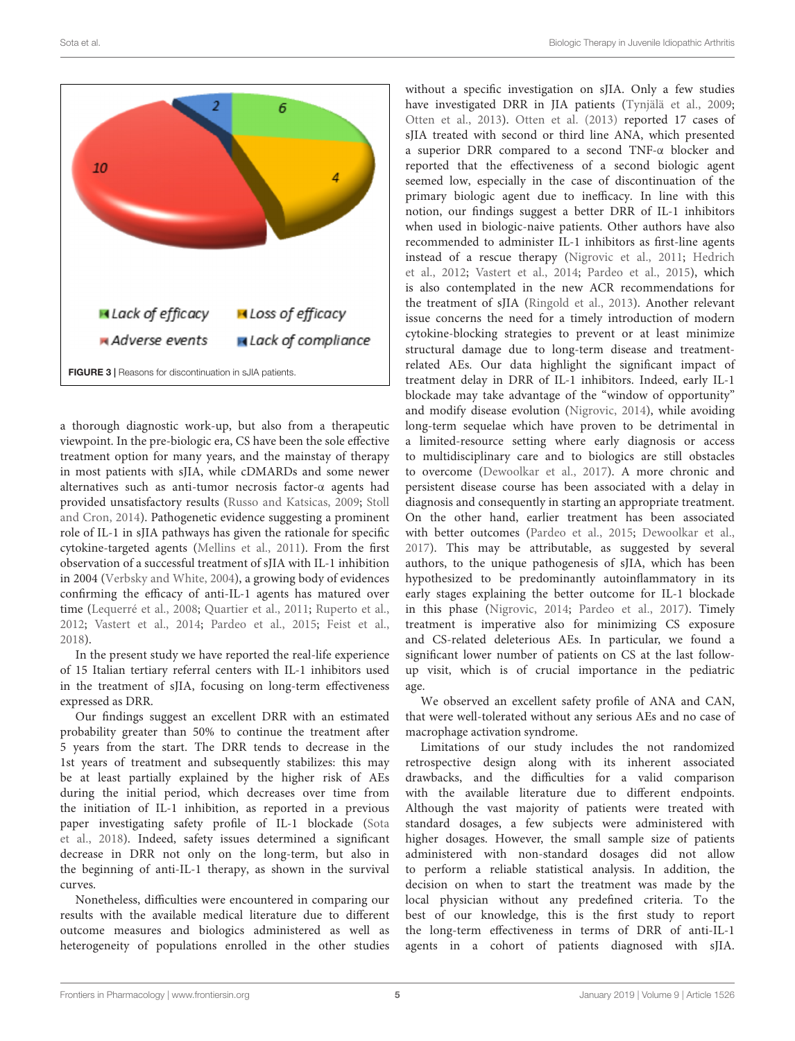FIGURE 3 | Reasons for discontinuation in sJIA patients.

a thorough diagnostic work-up, but also from a therapeutic viewpoint. In the pre-biologic era, CS have been the sole effective treatment option for many years, and the mainstay of therapy in most patients with sJIA, while cDMARDs and some newer alternatives such as anti-tumor necrosis factor-α agents had provided unsatisfactory results (Russo and Katsicas, 2009; Stoll and Cron, 2014). Pathogenetic evidence suggesting a prominent role of IL-1 in sJIA pathways has given the rationale for specific cytokine-targeted agents (Mellins et al., 2011). From the first observation of a successful treatment of sJIA with IL-1 inhibition in 2004 (Verbsky and White, 2004), a growing body of evidences confirming the efficacy of anti-IL-1 agents has matured over time (Lequerré et al., 2008; Quartier et al., 2011; Ruperto et al., 2012; Vastert et al., 2014; Pardeo et al., 2015; Feist et al., 2018).

In the present study we have reported the real-life experience of 15 Italian tertiary referral centers with IL-1 inhibitors used in the treatment of sJIA, focusing on long-term effectiveness expressed as DRR.

Our findings suggest an excellent DRR with an estimated probability greater than 50% to continue the treatment after 5 years from the start. The DRR tends to decrease in the 1st years of treatment and subsequently stabilizes: this may be at least partially explained by the higher risk of AEs during the initial period, which decreases over time from the initiation of IL-1 inhibition, as reported in a previous paper investigating safety profile of IL-1 blockade (Sota et al., 2018). Indeed, safety issues determined a significant decrease in DRR not only on the long-term, but also in the beginning of anti-IL-1 therapy, as shown in the survival curves.

Nonetheless, difficulties were encountered in comparing our results with the available medical literature due to different outcome measures and biologics administered as well as heterogeneity of populations enrolled in the other studies without a specific investigation on sJIA. Only a few studies have investigated DRR in JIA patients (Tynjälä et al., 2009; Otten et al., 2013). Otten et al. (2013) reported 17 cases of sJIA treated with second or third line ANA, which presented a superior DRR compared to a second TNF-α blocker and reported that the effectiveness of a second biologic agent seemed low, especially in the case of discontinuation of the primary biologic agent due to inefficacy. In line with this notion, our findings suggest a better DRR of IL-1 inhibitors when used in biologic-naive patients. Other authors have also recommended to administer IL-1 inhibitors as first-line agents instead of a rescue therapy (Nigrovic et al., 2011; Hedrich et al., 2012; Vastert et al., 2014; Pardeo et al., 2015), which is also contemplated in the new ACR recommendations for the treatment of sJIA (Ringold et al., 2013). Another relevant issue concerns the need for a timely introduction of modern cytokine-blocking strategies to prevent or at least minimize structural damage due to long-term disease and treatment-related AEs. Our data highlight the significant impact of treatment delay in DRR of IL-1 inhibitors. Indeed, early IL-1 blockade may take advantage of the "window of opportunity" and modify disease evolution (Nigrovic, 2014), while avoiding long-term sequelae which have proven to be detrimental in a limited-resource setting where early diagnosis or access to multidisciplinary care and to biologics are still obstacles to overcome (Dewoolkar et al., 2017). A more chronic and persistent disease course has been associated with a delay in diagnosis and consequently in starting an appropriate treatment. On the other hand, earlier treatment has been associated with better outcomes (Pardeo et al., 2015; Dewoolkar et al., 2017). This may be attributable, as suggested by several authors, to the unique pathogenesis of sJIA, which has been hypothesized to be predominantly autoinflammatory in its early stages explaining the better outcome for IL-1 blockade in this phase (Nigrovic, 2014; Pardeo et al., 2017). Timely treatment is imperative also for minimizing CS exposure and CS-related deleterious AEs. In particular, we found a significant lower number of patients on CS at the last follow-up visit, which is of crucial importance in the pediatric age.

We observed an excellent safety profile of ANA and CAN, that were well-tolerated without any serious AEs and no case of macrophage activation syndrome.

Limitations of our study includes the not randomized retrospective design along with its inherent associated drawbacks, and the difficulties for a valid comparison with the available literature due to different endpoints. Although the vast majority of patients were treated with standard dosages, a few subjects were administered with higher dosages. However, the small sample size of patients administered with non-standard dosages did not allow to perform a reliable statistical analysis. In addition, the decision on when to start the treatment was made by the local physician without any predefined criteria. To the best of our knowledge, this is the first study to report the long-term effectiveness in terms of DRR of anti-IL-1 agents in a cohort of patients diagnosed with sJIA.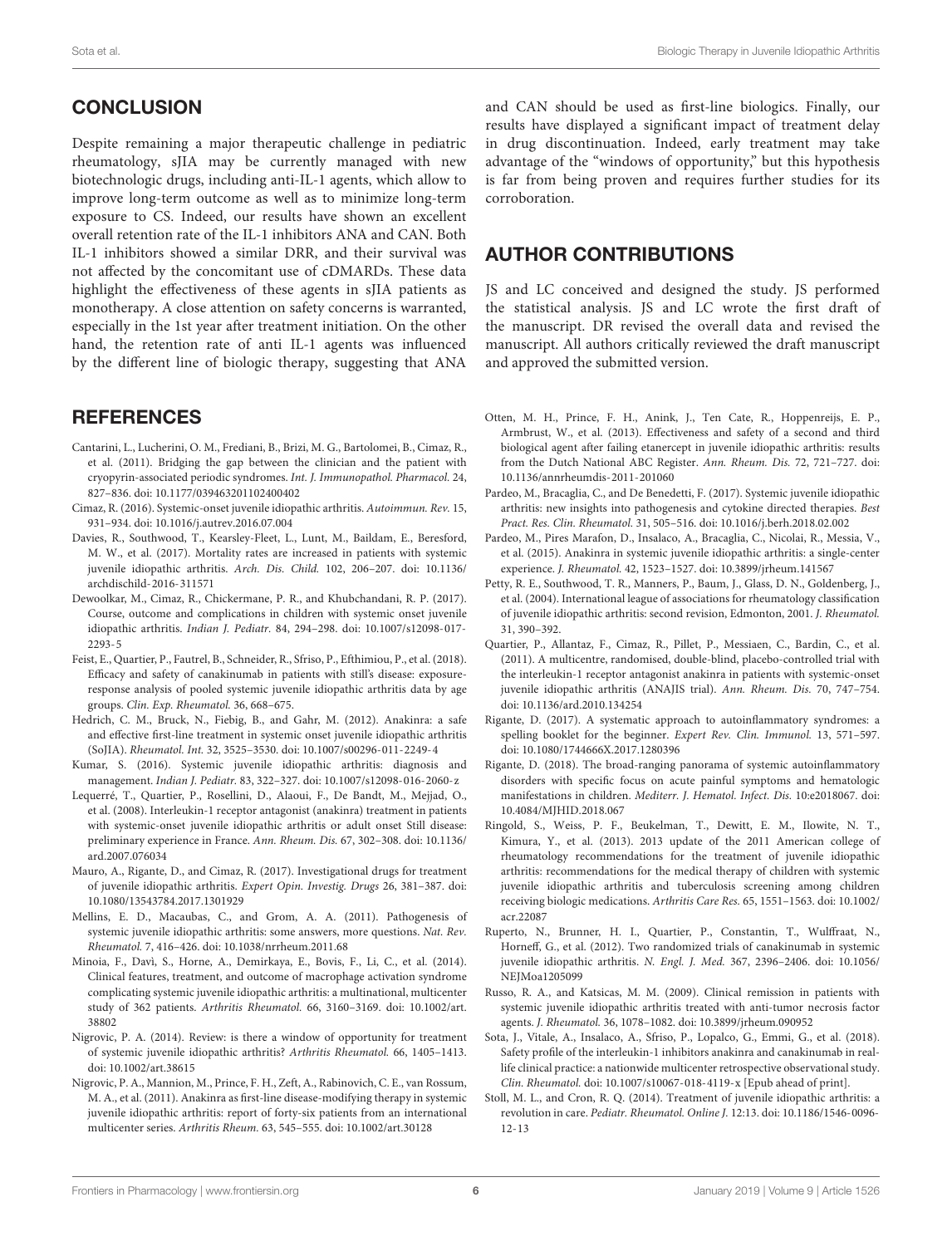## CONCLUSION

Despite remaining a major therapeutic challenge in pediatric rheumatology, sJIA may be currently managed with new biotechnologic drugs, including anti-IL-1 agents, which allow to improve long-term outcome as well as to minimize long-term exposure to CS. Indeed, our results have shown an excellent overall retention rate of the IL-1 inhibitors ANA and CAN. Both IL-1 inhibitors showed a similar DRR, and their survival was not affected by the concomitant use of cDMARDs. These data highlight the effectiveness of these agents in sJIA patients as monotherapy. A close attention on safety concerns is warranted, especially in the 1st year after treatment initiation. On the other hand, the retention rate of anti IL-1 agents was influenced by the different line of biologic therapy, suggesting that ANA and CAN should be used as first-line biologics. Finally, our results have displayed a significant impact of treatment delay in drug discontinuation. Indeed, early treatment may take advantage of the "windows of opportunity," but this hypothesis is far from being proven and requires further studies for its corroboration.

## AUTHOR CONTRIBUTIONS

JS and LC conceived and designed the study. JS performed the statistical analysis. JS and LC wrote the first draft of the manuscript. DR revised the overall data and revised the manuscript. All authors critically reviewed the draft manuscript and approved the submitted version.

## REFERENCES

Cantarini, L., Lucherini, O. M., Frediani, B., Brizi, M. G., Bartolomei, B., Cimaz, R., et al. (2011). Bridging the gap between the clinician and the patient with cryopyrin-associated periodic syndromes. *Int. J. Immunopathol. Pharmacol.* 24, 827–836. doi: 10.1177/039463201102400402

Cimaz, R. (2016). Systemic-onset juvenile idiopathic arthritis. *Autoimmun. Rev.* 15, 931–934. doi: 10.1016/j.autrev.2016.07.004

Davies, R., Southwood, T., Kearsley-Fleet, L., Lunt, M., Baildam, E., Beresford, M. W., et al. (2017). Mortality rates are increased in patients with systemic juvenile idiopathic arthritis. *Arch. Dis. Child.* 102, 206–207. doi: 10.1136/archdischild-2016-311571

Dewoolkar, M., Cimaz, R., Chickermane, P. R., and Khubchandani, R. P. (2017). Course, outcome and complications in children with systemic onset juvenile idiopathic arthritis. *Indian J. Pediatr.* 84, 294–298. doi: 10.1007/s12098-017-2293-5

Feist, E., Quartier, P., Fautrel, B., Schneider, R., Sfriso, P., Efthimiou, P., et al. (2018). Efficacy and safety of canakinumab in patients with still's disease: exposure-response analysis of pooled systemic juvenile idiopathic arthritis data by age groups. *Clin. Exp. Rheumatol.* 36, 668–675.

Hedrich, C. M., Bruck, N., Fiebig, B., and Gahr, M. (2012). Anakinra: a safe and effective first-line treatment in systemic onset juvenile idiopathic arthritis (SoJIA). *Rheumatol. Int.* 32, 3525–3530. doi: 10.1007/s00296-011-2249-4

Kumar, S. (2016). Systemic juvenile idiopathic arthritis: diagnosis and management. *Indian J. Pediatr.* 83, 322–327. doi: 10.1007/s12098-016-2060-z

Lequerré, T., Quartier, P., Rosellini, D., Alaoui, F., De Bandt, M., Mejjad, O., et al. (2008). Interleukin-1 receptor antagonist (anakinra) treatment in patients with systemic-onset juvenile idiopathic arthritis or adult onset Still disease: preliminary experience in France. *Ann. Rheum. Dis.* 67, 302–308. doi: 10.1136/ard.2007.076034

Mauro, A., Rigante, D., and Cimaz, R. (2017). Investigational drugs for treatment of juvenile idiopathic arthritis. *Expert Opin. Investig. Drugs* 26, 381–387. doi: 10.1080/13543784.2017.1301929

Mellins, E. D., Macaubas, C., and Grom, A. A. (2011). Pathogenesis of systemic juvenile idiopathic arthritis: some answers, more questions. *Nat. Rev. Rheumatol.* 7, 416–426. doi: 10.1038/nrrheum.2011.68

Minoia, F., Davì, S., Horne, A., Demirkaya, E., Bovis, F., Li, C., et al. (2014). Clinical features, treatment, and outcome of macrophage activation syndrome complicating systemic juvenile idiopathic arthritis: a multinational, multicenter study of 362 patients. *Arthritis Rheumatol.* 66, 3160–3169. doi: 10.1002/art.38802

Nigrovic, P. A. (2014). Review: is there a window of opportunity for treatment of systemic juvenile idiopathic arthritis? *Arthritis Rheumatol.* 66, 1405–1413. doi: 10.1002/art.38615

Nigrovic, P. A., Mannion, M., Prince, F. H., Zeft, A., Rabinovich, C. E., van Rossum, M. A., et al. (2011). Anakinra as first-line disease-modifying therapy in systemic juvenile idiopathic arthritis: report of forty-six patients from an international multicenter series. *Arthritis Rheum.* 63, 545–555. doi: 10.1002/art.30128

Otten, M. H., Prince, F. H., Anink, J., Ten Cate, R., Hoppenreijs, E. P., Armbrust, W., et al. (2013). Effectiveness and safety of a second and third biological agent after failing etanercept in juvenile idiopathic arthritis: results from the Dutch National ABC Register. *Ann. Rheum. Dis.* 72, 721–727. doi: 10.1136/annrheumdis-2011-201060

Pardeo, M., Bracaglia, C., and De Benedetti, F. (2017). Systemic juvenile idiopathic arthritis: new insights into pathogenesis and cytokine directed therapies. *Best Pract. Res. Clin. Rheumatol.* 31, 505–516. doi: 10.1016/j.berh.2018.02.002

Pardeo, M., Pires Marafon, D., Insalaco, A., Bracaglia, C., Nicolai, R., Messia, V., et al. (2015). Anakinra in systemic juvenile idiopathic arthritis: a single-center experience. *J. Rheumatol.* 42, 1523–1527. doi: 10.3899/jrheum.141567

Petty, R. E., Southwood, T. R., Manners, P., Baum, J., Glass, D. N., Goldenberg, J., et al. (2004). International league of associations for rheumatology classification of juvenile idiopathic arthritis: second revision, Edmonton, 2001. *J. Rheumatol.* 31, 390–392.

Quartier, P., Allantaz, F., Cimaz, R., Pillet, P., Messiaen, C., Bardin, C., et al. (2011). A multicentre, randomised, double-blind, placebo-controlled trial with the interleukin-1 receptor antagonist anakinra in patients with systemic-onset juvenile idiopathic arthritis (ANAJIS trial). *Ann. Rheum. Dis.* 70, 747–754. doi: 10.1136/ard.2010.134254

Rigante, D. (2017). A systematic approach to autoinflammatory syndromes: a spelling booklet for the beginner. *Expert Rev. Clin. Immunol.* 13, 571–597. doi: 10.1080/1744666X.2017.1280396

Rigante, D. (2018). The broad-ranging panorama of systemic autoinflammatory disorders with specific focus on acute painful symptoms and hematologic manifestations in children. *Mediterr. J. Hematol. Infect. Dis.* 10:e2018067. doi: 10.4084/MJHID.2018.067

Ringold, S., Weiss, P. F., Beukelman, T., Dewitt, E. M., Ilowite, N. T., Kimura, Y., et al. (2013). 2013 update of the 2011 American college of rheumatology recommendations for the treatment of juvenile idiopathic arthritis: recommendations for the medical therapy of children with systemic juvenile idiopathic arthritis and tuberculosis screening among children receiving biologic medications. *Arthritis Care Res.* 65, 1551–1563. doi: 10.1002/acr.22087

Ruperto, N., Brunner, H. I., Quartier, P., Constantin, T., Wulffraat, N., Horneff, G., et al. (2012). Two randomized trials of canakinumab in systemic juvenile idiopathic arthritis. *N. Engl. J. Med.* 367, 2396–2406. doi: 10.1056/NEJMoa1205099

Russo, R. A., and Katsicas, M. M. (2009). Clinical remission in patients with systemic juvenile idiopathic arthritis treated with anti-tumor necrosis factor agents. *J. Rheumatol.* 36, 1078–1082. doi: 10.3899/jrheum.090952

Sota, J., Vitale, A., Insalaco, A., Sfriso, P., Lopalco, G., Emmi, G., et al. (2018). Safety profile of the interleukin-1 inhibitors anakinra and canakinumab in real-life clinical practice: a nationwide multicenter retrospective observational study. *Clin. Rheumatol.* doi: 10.1007/s10067-018-4119-x [Epub ahead of print].

Stoll, M. L., and Cron, R. Q. (2014). Treatment of juvenile idiopathic arthritis: a revolution in care. *Pediatr. Rheumatol. Online J.* 12:13. doi: 10.1186/1546-0096-12-13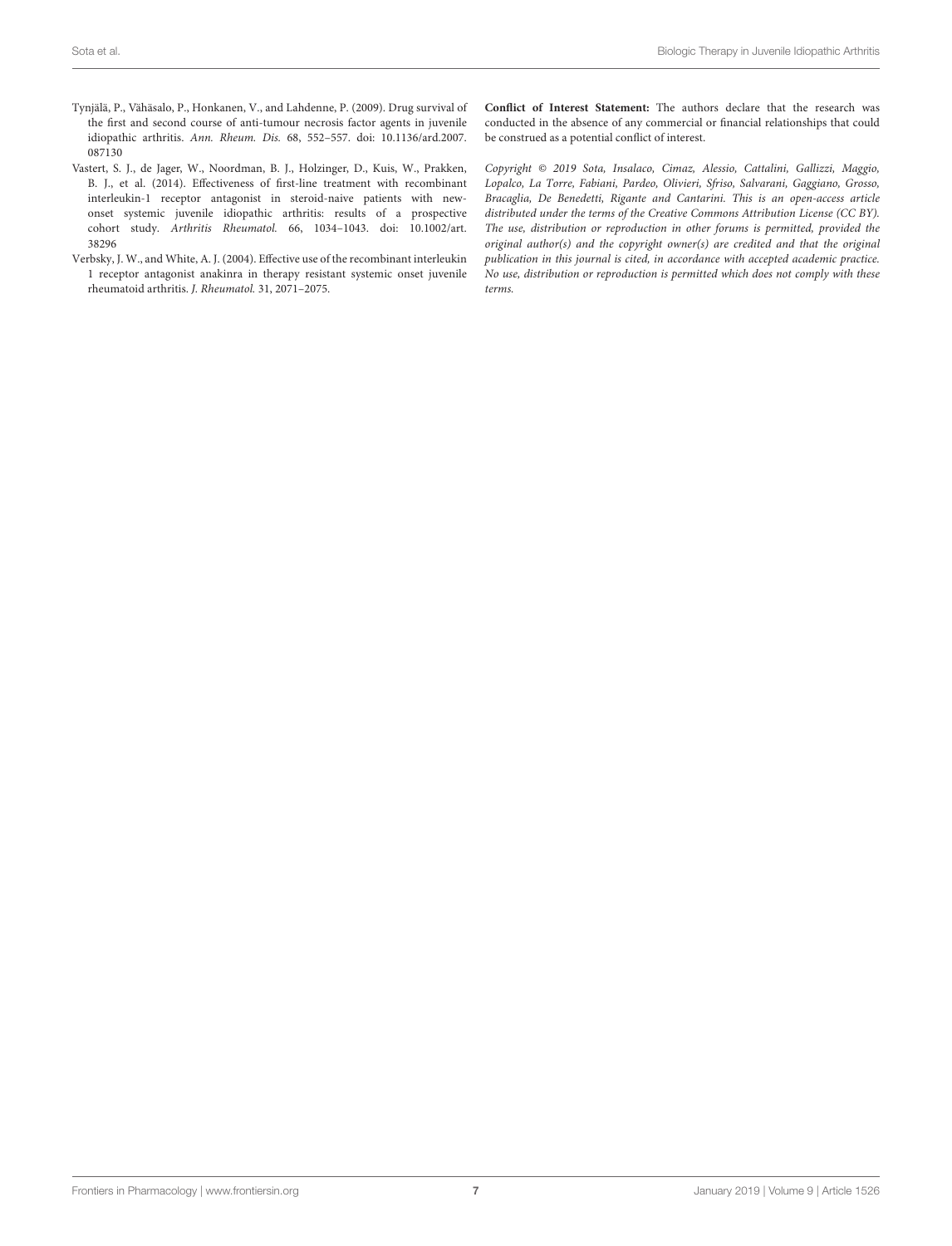Tynjälä, P., Vähäsalo, P., Honkanen, V., and Lahdenne, P. (2009). Drug survival of the first and second course of anti-tumour necrosis factor agents in juvenile idiopathic arthritis. *Ann. Rheum. Dis.* 68, 552–557. doi: 10.1136/ard.2007.087130

Vastert, S. J., de Jager, W., Noordman, B. J., Holzinger, D., Kuis, W., Prakken, B. J., et al. (2014). Effectiveness of first-line treatment with recombinant interleukin-1 receptor antagonist in steroid-naive patients with new-onset systemic juvenile idiopathic arthritis: results of a prospective cohort study. *Arthritis Rheumatol.* 66, 1034–1043. doi: 10.1002/art.38296

Verbsky, J. W., and White, A. J. (2004). Effective use of the recombinant interleukin 1 receptor antagonist anakinra in therapy resistant systemic onset juvenile rheumatoid arthritis. *J. Rheumatol.* 31, 2071–2075.

**Conflict of Interest Statement:** The authors declare that the research was conducted in the absence of any commercial or financial relationships that could be construed as a potential conflict of interest.

*Copyright © 2019 Sota, Insalaco, Cimaz, Alessio, Cattalini, Gallizzi, Maggio, Lopalco, La Torre, Fabiani, Pardeo, Olivieri, Sfriso, Salvarani, Gaggiano, Grosso, Bracaglia, De Benedetti, Rigante and Cantarini. This is an open-access article distributed under the terms of the Creative Commons Attribution License (CC BY). The use, distribution or reproduction in other forums is permitted, provided the original author(s) and the copyright owner(s) are credited and that the original publication in this journal is cited, in accordance with accepted academic practice. No use, distribution or reproduction is permitted which does not comply with these terms.*